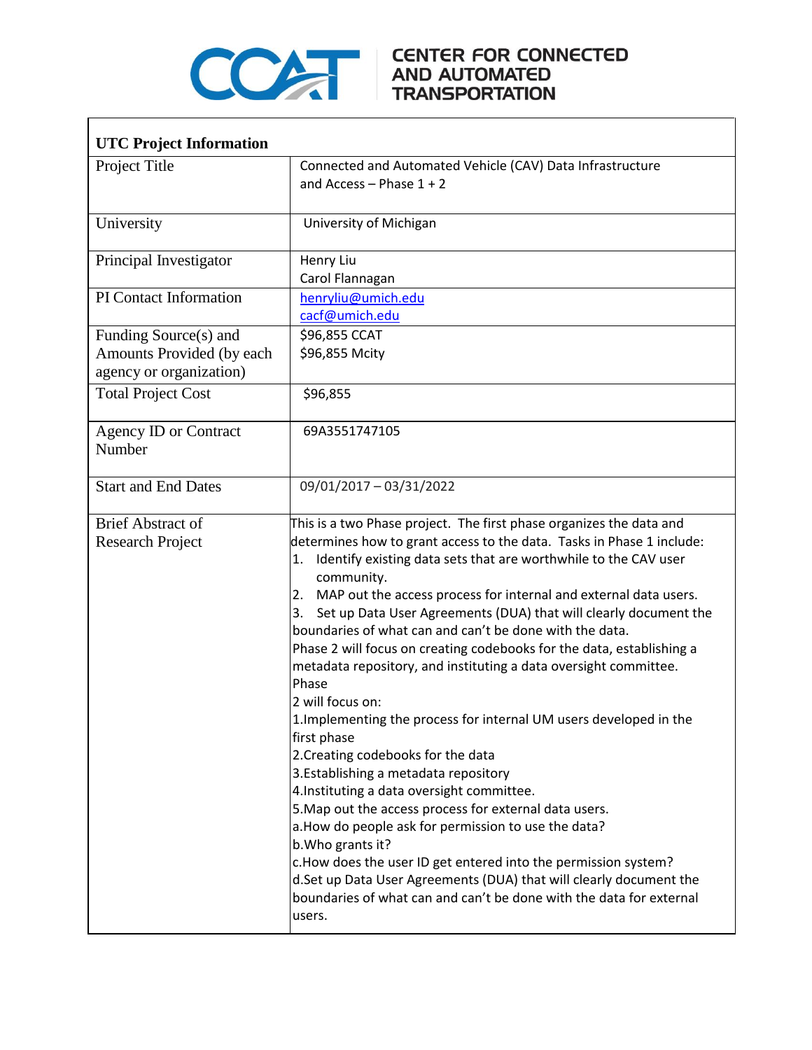CENTER FOR CONNECTED AND AUTOMATED TRANSPORTATION

| UTC Project Information | |
|---|---|
| Project Title | Connected and Automated Vehicle (CAV) Data Infrastructure and Access – Phase 1 + 2 |
| University | University of Michigan |
| Principal Investigator | Henry Liu<br>Carol Flannagan |
| PI Contact Information | henryliu@umich.edu<br>cacf@umich.edu |
| Funding Source(s) and Amounts Provided (by each agency or organization) | $96,855 CCAT<br>$96,855 Mcity |
| Total Project Cost | $96,855 |
| Agency ID or Contract Number | 69A3551747105 |
| Start and End Dates | 09/01/2017 – 03/31/2022 |
| Brief Abstract of Research Project | This is a two Phase project. The first phase organizes the data and determines how to grant access to the data. Tasks in Phase 1 include:<br>1. Identify existing data sets that are worthwhile to the CAV user community.<br>2. MAP out the access process for internal and external data users.<br>3. Set up Data User Agreements (DUA) that will clearly document the boundaries of what can and can't be done with the data.<br>Phase 2 will focus on creating codebooks for the data, establishing a metadata repository, and instituting a data oversight committee.<br>Phase<br>2 will focus on:<br>1.Implementing the process for internal UM users developed in the first phase<br>2.Creating codebooks for the data<br>3.Establishing a metadata repository<br>4.Instituting a data oversight committee.<br>5.Map out the access process for external data users.<br>a.How do people ask for permission to use the data?<br>b.Who grants it?<br>c.How does the user ID get entered into the permission system?<br>d.Set up Data User Agreements (DUA) that will clearly document the boundaries of what can and can't be done with the data for external users. |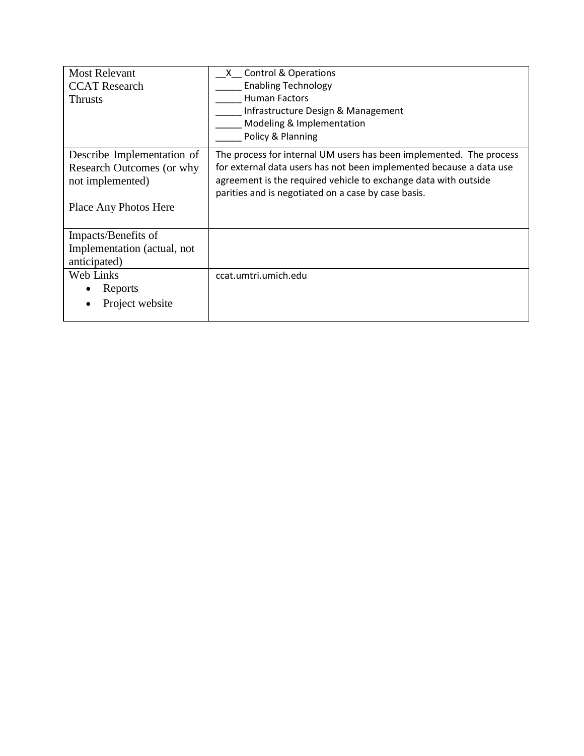| | |
|---|---|
| Most Relevant CCAT Research Thrusts | __X__ Control & Operations<br>_____ Enabling Technology<br>_____ Human Factors<br>_____ Infrastructure Design & Management<br>_____ Modeling & Implementation<br>_____ Policy & Planning |
| Describe Implementation of Research Outcomes (or why not implemented)<br><br>Place Any Photos Here | The process for internal UM users has been implemented. The process for external data users has not been implemented because a data use agreement is the required vehicle to exchange data with outside parities and is negotiated on a case by case basis. |
| Impacts/Benefits of Implementation (actual, not anticipated) | |
| Web Links<br>• Reports<br>• Project website | ccat.umtri.umich.edu |